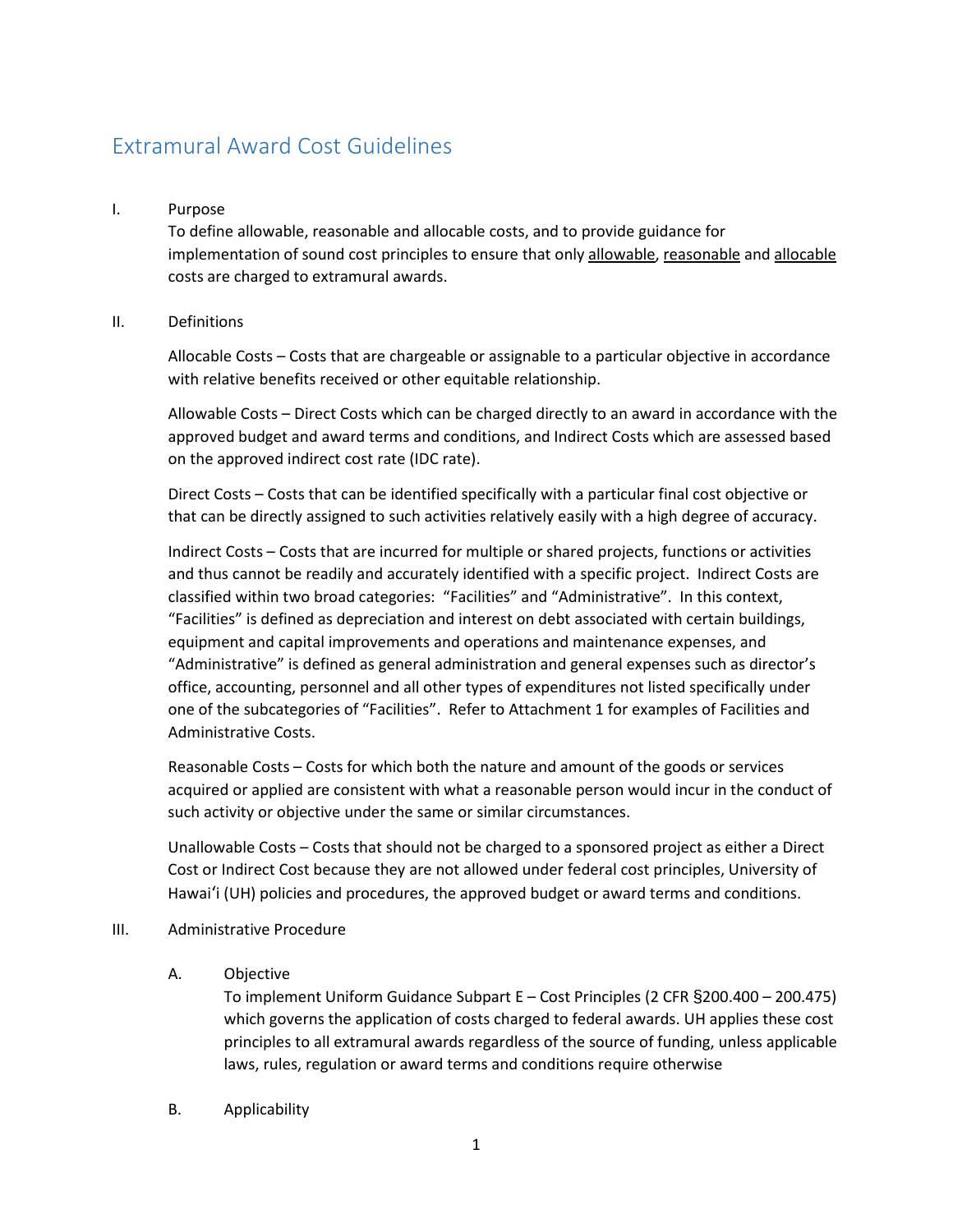# Extramural Award Cost Guidelines

I. Purpose

To define allowable, reasonable and allocable costs, and to provide guidance for implementation of sound cost principles to ensure that only allowable, reasonable and allocable costs are charged to extramural awards.

II. Definitions

Allocable Costs – Costs that are chargeable or assignable to a particular objective in accordance with relative benefits received or other equitable relationship.

Allowable Costs – Direct Costs which can be charged directly to an award in accordance with the approved budget and award terms and conditions, and Indirect Costs which are assessed based on the approved indirect cost rate (IDC rate).

Direct Costs – Costs that can be identified specifically with a particular final cost objective or that can be directly assigned to such activities relatively easily with a high degree of accuracy.

Indirect Costs – Costs that are incurred for multiple or shared projects, functions or activities and thus cannot be readily and accurately identified with a specific project. Indirect Costs are classified within two broad categories: "Facilities" and "Administrative". In this context, "Facilities" is defined as depreciation and interest on debt associated with certain buildings, equipment and capital improvements and operations and maintenance expenses, and "Administrative" is defined as general administration and general expenses such as director's office, accounting, personnel and all other types of expenditures not listed specifically under one of the subcategories of "Facilities". Refer to Attachment 1 for examples of Facilities and Administrative Costs.

Reasonable Costs – Costs for which both the nature and amount of the goods or services acquired or applied are consistent with what a reasonable person would incur in the conduct of such activity or objective under the same or similar circumstances.

Unallowable Costs – Costs that should not be charged to a sponsored project as either a Direct Cost or Indirect Cost because they are not allowed under federal cost principles, University of Hawaiʻi (UH) policies and procedures, the approved budget or award terms and conditions.

III. Administrative Procedure

A. Objective

To implement Uniform Guidance Subpart E – Cost Principles (2 CFR §200.400 – 200.475) which governs the application of costs charged to federal awards. UH applies these cost principles to all extramural awards regardless of the source of funding, unless applicable laws, rules, regulation or award terms and conditions require otherwise

B. Applicability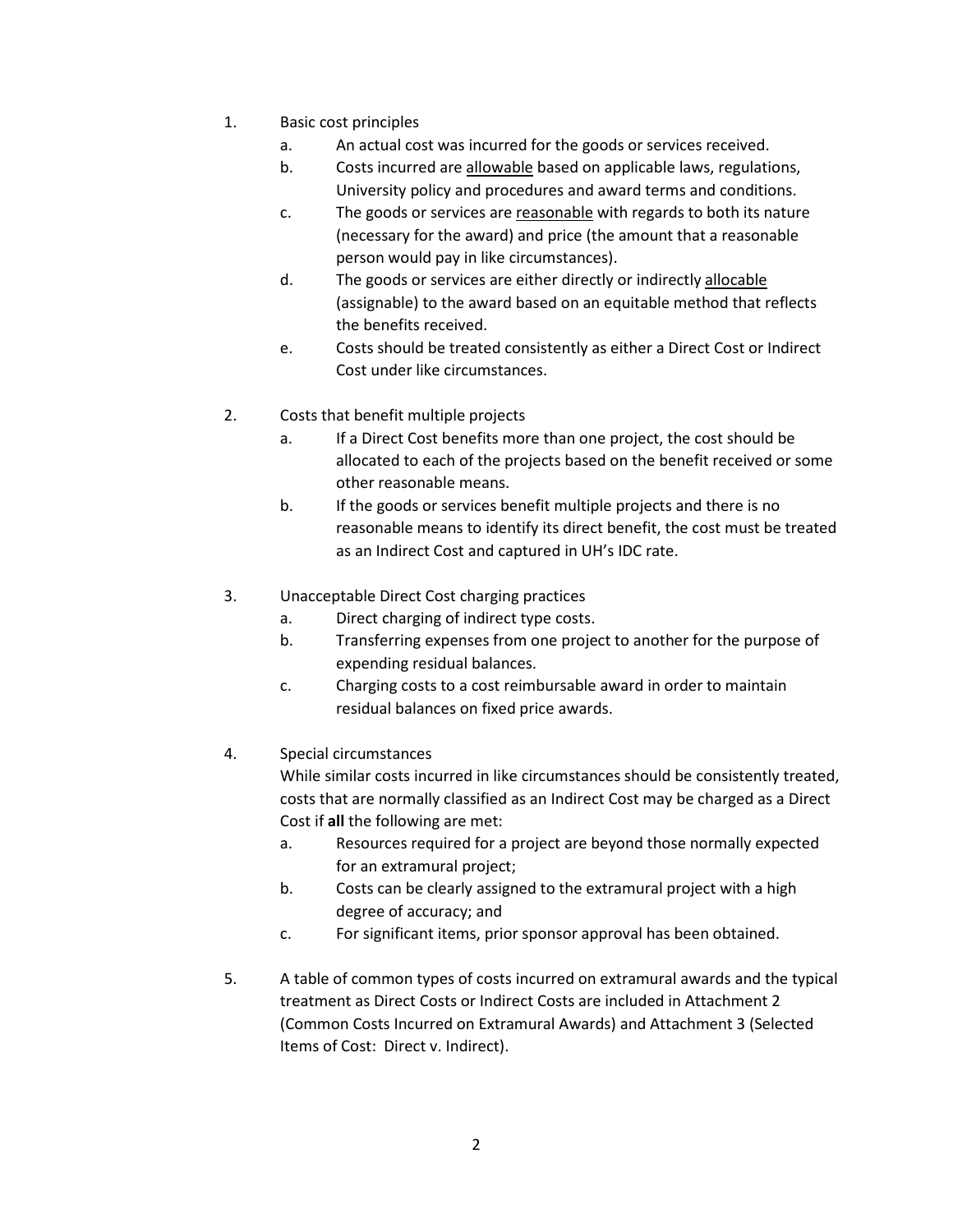1. Basic cost principles
   a. An actual cost was incurred for the goods or services received.
   b. Costs incurred are <u>allowable</u> based on applicable laws, regulations, University policy and procedures and award terms and conditions.
   c. The goods or services are <u>reasonable</u> with regards to both its nature (necessary for the award) and price (the amount that a reasonable person would pay in like circumstances).
   d. The goods or services are either directly or indirectly <u>allocable</u> (assignable) to the award based on an equitable method that reflects the benefits received.
   e. Costs should be treated consistently as either a Direct Cost or Indirect Cost under like circumstances.

2. Costs that benefit multiple projects
   a. If a Direct Cost benefits more than one project, the cost should be allocated to each of the projects based on the benefit received or some other reasonable means.
   b. If the goods or services benefit multiple projects and there is no reasonable means to identify its direct benefit, the cost must be treated as an Indirect Cost and captured in UH's IDC rate.

3. Unacceptable Direct Cost charging practices
   a. Direct charging of indirect type costs.
   b. Transferring expenses from one project to another for the purpose of expending residual balances.
   c. Charging costs to a cost reimbursable award in order to maintain residual balances on fixed price awards.

4. Special circumstances

   While similar costs incurred in like circumstances should be consistently treated, costs that are normally classified as an Indirect Cost may be charged as a Direct Cost if **all** the following are met:
   a. Resources required for a project are beyond those normally expected for an extramural project;
   b. Costs can be clearly assigned to the extramural project with a high degree of accuracy; and
   c. For significant items, prior sponsor approval has been obtained.

5. A table of common types of costs incurred on extramural awards and the typical treatment as Direct Costs or Indirect Costs are included in Attachment 2 (Common Costs Incurred on Extramural Awards) and Attachment 3 (Selected Items of Cost: Direct v. Indirect).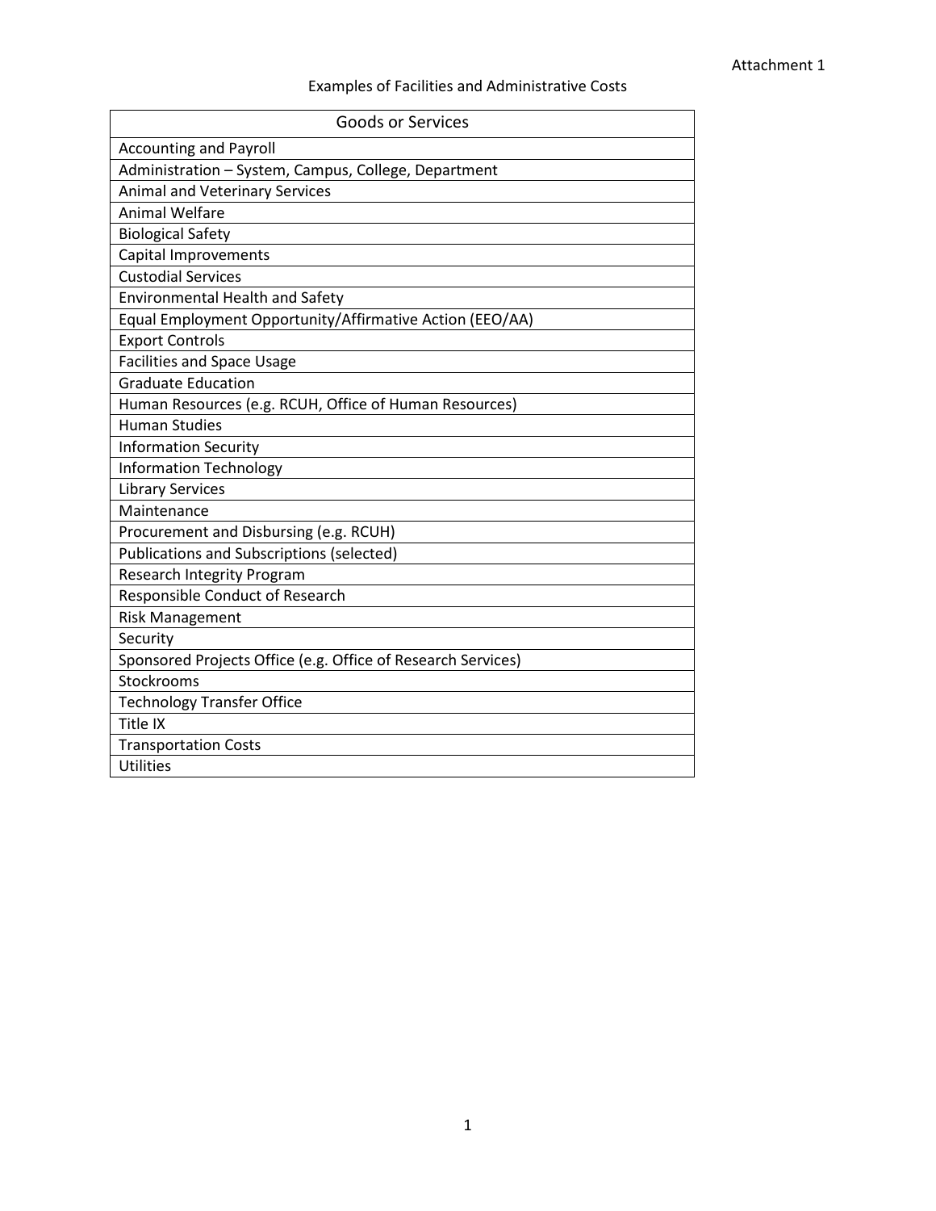Attachment 1

Examples of Facilities and Administrative Costs

| Goods or Services |
|---|
| Accounting and Payroll |
| Administration – System, Campus, College, Department |
| Animal and Veterinary Services |
| Animal Welfare |
| Biological Safety |
| Capital Improvements |
| Custodial Services |
| Environmental Health and Safety |
| Equal Employment Opportunity/Affirmative Action (EEO/AA) |
| Export Controls |
| Facilities and Space Usage |
| Graduate Education |
| Human Resources (e.g. RCUH, Office of Human Resources) |
| Human Studies |
| Information Security |
| Information Technology |
| Library Services |
| Maintenance |
| Procurement and Disbursing (e.g. RCUH) |
| Publications and Subscriptions (selected) |
| Research Integrity Program |
| Responsible Conduct of Research |
| Risk Management |
| Security |
| Sponsored Projects Office (e.g. Office of Research Services) |
| Stockrooms |
| Technology Transfer Office |
| Title IX |
| Transportation Costs |
| Utilities |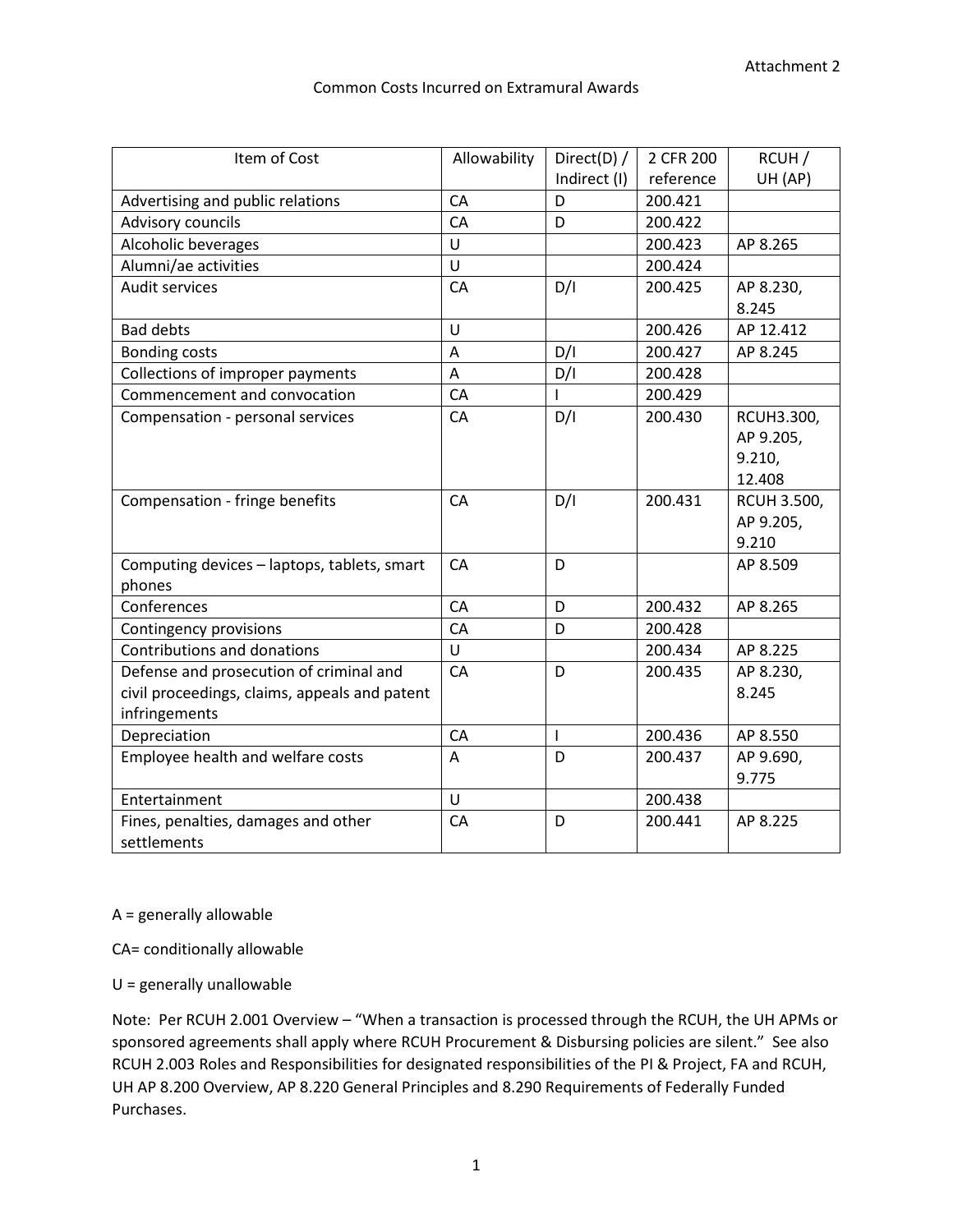Attachment 2

# Common Costs Incurred on Extramural Awards

| Item of Cost | Allowability | Direct(D) / Indirect (I) | 2 CFR 200 reference | RCUH / UH (AP) |
|---|---|---|---|---|
| Advertising and public relations | CA | D | 200.421 | |
| Advisory councils | CA | D | 200.422 | |
| Alcoholic beverages | U | | 200.423 | AP 8.265 |
| Alumni/ae activities | U | | 200.424 | |
| Audit services | CA | D/I | 200.425 | AP 8.230, 8.245 |
| Bad debts | U | | 200.426 | AP 12.412 |
| Bonding costs | A | D/I | 200.427 | AP 8.245 |
| Collections of improper payments | A | D/I | 200.428 | |
| Commencement and convocation | CA | I | 200.429 | |
| Compensation - personal services | CA | D/I | 200.430 | RCUH3.300, AP 9.205, 9.210, 12.408 |
| Compensation - fringe benefits | CA | D/I | 200.431 | RCUH 3.500, AP 9.205, 9.210 |
| Computing devices – laptops, tablets, smart phones | CA | D | | AP 8.509 |
| Conferences | CA | D | 200.432 | AP 8.265 |
| Contingency provisions | CA | D | 200.428 | |
| Contributions and donations | U | | 200.434 | AP 8.225 |
| Defense and prosecution of criminal and civil proceedings, claims, appeals and patent infringements | CA | D | 200.435 | AP 8.230, 8.245 |
| Depreciation | CA | I | 200.436 | AP 8.550 |
| Employee health and welfare costs | A | D | 200.437 | AP 9.690, 9.775 |
| Entertainment | U | | 200.438 | |
| Fines, penalties, damages and other settlements | CA | D | 200.441 | AP 8.225 |

A = generally allowable

CA= conditionally allowable

U = generally unallowable

Note: Per RCUH 2.001 Overview – "When a transaction is processed through the RCUH, the UH APMs or sponsored agreements shall apply where RCUH Procurement & Disbursing policies are silent." See also RCUH 2.003 Roles and Responsibilities for designated responsibilities of the PI & Project, FA and RCUH, UH AP 8.200 Overview, AP 8.220 General Principles and 8.290 Requirements of Federally Funded Purchases.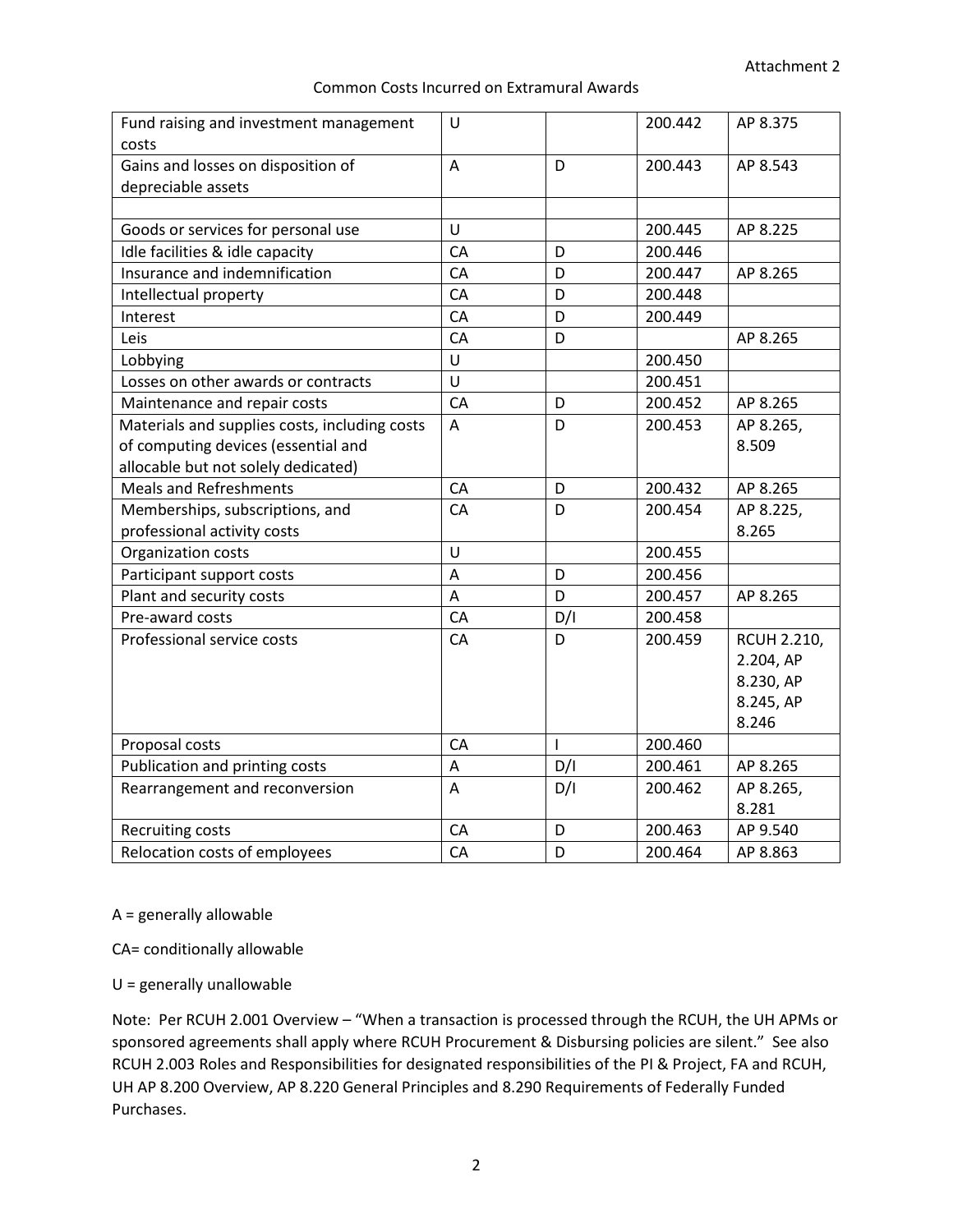Attachment 2

Common Costs Incurred on Extramural Awards

| | | | | |
|---|---|---|---|---|
| Fund raising and investment management costs | U | | 200.442 | AP 8.375 |
| Gains and losses on disposition of depreciable assets | A | D | 200.443 | AP 8.543 |
| | | | | |
| Goods or services for personal use | U | | 200.445 | AP 8.225 |
| Idle facilities & idle capacity | CA | D | 200.446 | |
| Insurance and indemnification | CA | D | 200.447 | AP 8.265 |
| Intellectual property | CA | D | 200.448 | |
| Interest | CA | D | 200.449 | |
| Leis | CA | D | | AP 8.265 |
| Lobbying | U | | 200.450 | |
| Losses on other awards or contracts | U | | 200.451 | |
| Maintenance and repair costs | CA | D | 200.452 | AP 8.265 |
| Materials and supplies costs, including costs of computing devices (essential and allocable but not solely dedicated) | A | D | 200.453 | AP 8.265, 8.509 |
| Meals and Refreshments | CA | D | 200.432 | AP 8.265 |
| Memberships, subscriptions, and professional activity costs | CA | D | 200.454 | AP 8.225, 8.265 |
| Organization costs | U | | 200.455 | |
| Participant support costs | A | D | 200.456 | |
| Plant and security costs | A | D | 200.457 | AP 8.265 |
| Pre-award costs | CA | D/I | 200.458 | |
| Professional service costs | CA | D | 200.459 | RCUH 2.210, 2.204, AP 8.230, AP 8.245, AP 8.246 |
| Proposal costs | CA | I | 200.460 | |
| Publication and printing costs | A | D/I | 200.461 | AP 8.265 |
| Rearrangement and reconversion | A | D/I | 200.462 | AP 8.265, 8.281 |
| Recruiting costs | CA | D | 200.463 | AP 9.540 |
| Relocation costs of employees | CA | D | 200.464 | AP 8.863 |

A = generally allowable

CA= conditionally allowable

U = generally unallowable

Note: Per RCUH 2.001 Overview – "When a transaction is processed through the RCUH, the UH APMs or sponsored agreements shall apply where RCUH Procurement & Disbursing policies are silent." See also RCUH 2.003 Roles and Responsibilities for designated responsibilities of the PI & Project, FA and RCUH, UH AP 8.200 Overview, AP 8.220 General Principles and 8.290 Requirements of Federally Funded Purchases.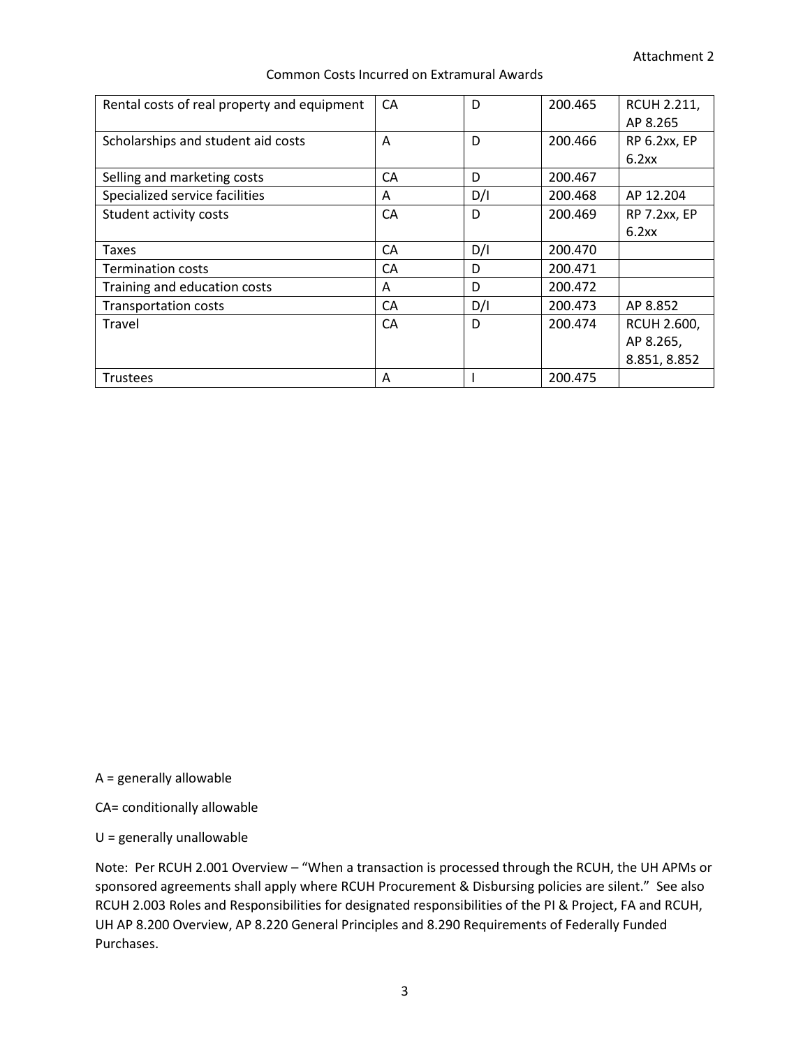Attachment 2

Common Costs Incurred on Extramural Awards

| | | | | |
|---|---|---|---|---|
| Rental costs of real property and equipment | CA | D | 200.465 | RCUH 2.211, AP 8.265 |
| Scholarships and student aid costs | A | D | 200.466 | RP 6.2xx, EP 6.2xx |
| Selling and marketing costs | CA | D | 200.467 | |
| Specialized service facilities | A | D/I | 200.468 | AP 12.204 |
| Student activity costs | CA | D | 200.469 | RP 7.2xx, EP 6.2xx |
| Taxes | CA | D/I | 200.470 | |
| Termination costs | CA | D | 200.471 | |
| Training and education costs | A | D | 200.472 | |
| Transportation costs | CA | D/I | 200.473 | AP 8.852 |
| Travel | CA | D | 200.474 | RCUH 2.600, AP 8.265, 8.851, 8.852 |
| Trustees | A | I | 200.475 | |

A = generally allowable

CA= conditionally allowable

U = generally unallowable

Note: Per RCUH 2.001 Overview – "When a transaction is processed through the RCUH, the UH APMs or sponsored agreements shall apply where RCUH Procurement & Disbursing policies are silent." See also RCUH 2.003 Roles and Responsibilities for designated responsibilities of the PI & Project, FA and RCUH, UH AP 8.200 Overview, AP 8.220 General Principles and 8.290 Requirements of Federally Funded Purchases.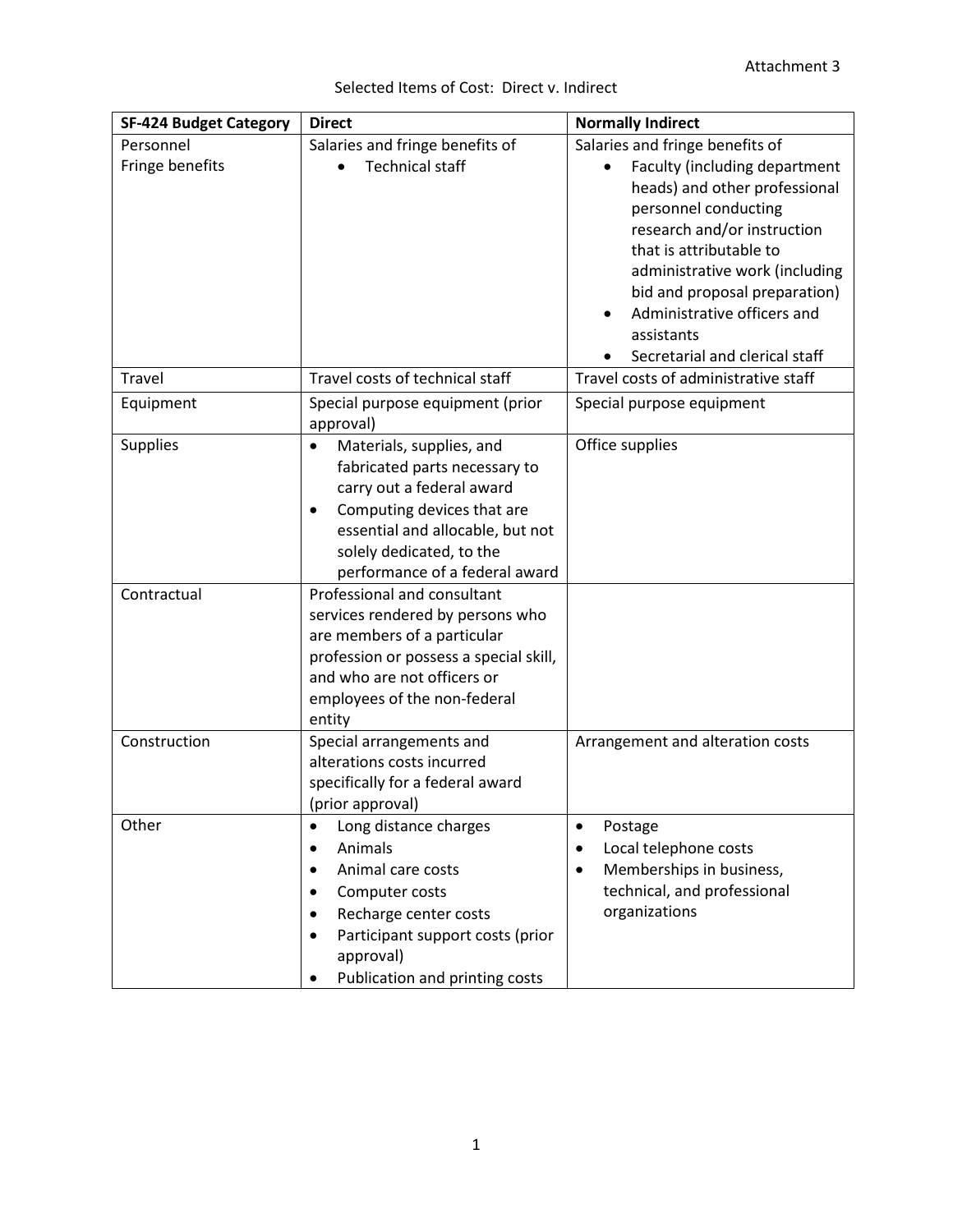Attachment 3

Selected Items of Cost: Direct v. Indirect

| SF-424 Budget Category | Direct | Normally Indirect |
|---|---|---|
| Personnel<br>Fringe benefits | Salaries and fringe benefits of<br>• Technical staff | Salaries and fringe benefits of<br>• Faculty (including department heads) and other professional personnel conducting research and/or instruction that is attributable to administrative work (including bid and proposal preparation)<br>• Administrative officers and assistants<br>• Secretarial and clerical staff |
| Travel | Travel costs of technical staff | Travel costs of administrative staff |
| Equipment | Special purpose equipment (prior approval) | Special purpose equipment |
| Supplies | • Materials, supplies, and fabricated parts necessary to carry out a federal award<br>• Computing devices that are essential and allocable, but not solely dedicated, to the performance of a federal award | Office supplies |
| Contractual | Professional and consultant services rendered by persons who are members of a particular profession or possess a special skill, and who are not officers or employees of the non-federal entity | |
| Construction | Special arrangements and alterations costs incurred specifically for a federal award (prior approval) | Arrangement and alteration costs |
| Other | • Long distance charges<br>• Animals<br>• Animal care costs<br>• Computer costs<br>• Recharge center costs<br>• Participant support costs (prior approval)<br>• Publication and printing costs | • Postage<br>• Local telephone costs<br>• Memberships in business, technical, and professional organizations |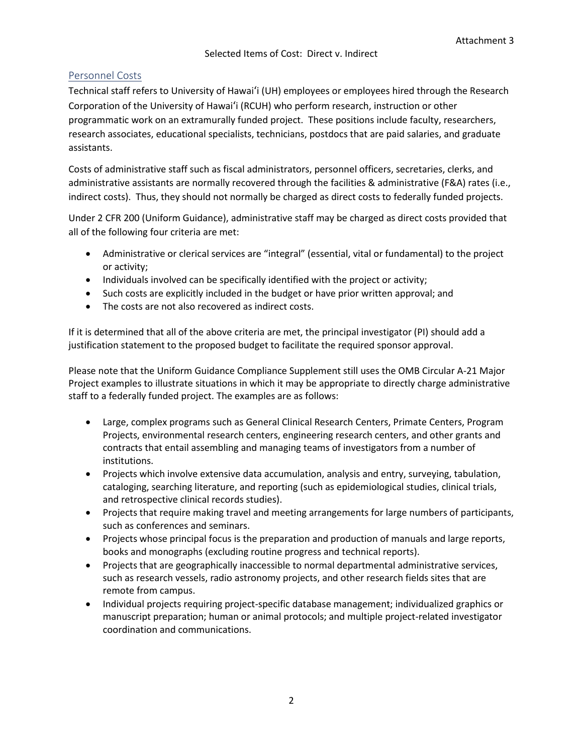Attachment 3

Selected Items of Cost: Direct v. Indirect

## Personnel Costs

Technical staff refers to University of Hawaiʻi (UH) employees or employees hired through the Research Corporation of the University of Hawaiʻi (RCUH) who perform research, instruction or other programmatic work on an extramurally funded project. These positions include faculty, researchers, research associates, educational specialists, technicians, postdocs that are paid salaries, and graduate assistants.

Costs of administrative staff such as fiscal administrators, personnel officers, secretaries, clerks, and administrative assistants are normally recovered through the facilities & administrative (F&A) rates (i.e., indirect costs). Thus, they should not normally be charged as direct costs to federally funded projects.

Under 2 CFR 200 (Uniform Guidance), administrative staff may be charged as direct costs provided that all of the following four criteria are met:

- Administrative or clerical services are "integral" (essential, vital or fundamental) to the project or activity;
- Individuals involved can be specifically identified with the project or activity;
- Such costs are explicitly included in the budget or have prior written approval; and
- The costs are not also recovered as indirect costs.

If it is determined that all of the above criteria are met, the principal investigator (PI) should add a justification statement to the proposed budget to facilitate the required sponsor approval.

Please note that the Uniform Guidance Compliance Supplement still uses the OMB Circular A-21 Major Project examples to illustrate situations in which it may be appropriate to directly charge administrative staff to a federally funded project. The examples are as follows:

- Large, complex programs such as General Clinical Research Centers, Primate Centers, Program Projects, environmental research centers, engineering research centers, and other grants and contracts that entail assembling and managing teams of investigators from a number of institutions.
- Projects which involve extensive data accumulation, analysis and entry, surveying, tabulation, cataloging, searching literature, and reporting (such as epidemiological studies, clinical trials, and retrospective clinical records studies).
- Projects that require making travel and meeting arrangements for large numbers of participants, such as conferences and seminars.
- Projects whose principal focus is the preparation and production of manuals and large reports, books and monographs (excluding routine progress and technical reports).
- Projects that are geographically inaccessible to normal departmental administrative services, such as research vessels, radio astronomy projects, and other research fields sites that are remote from campus.
- Individual projects requiring project-specific database management; individualized graphics or manuscript preparation; human or animal protocols; and multiple project-related investigator coordination and communications.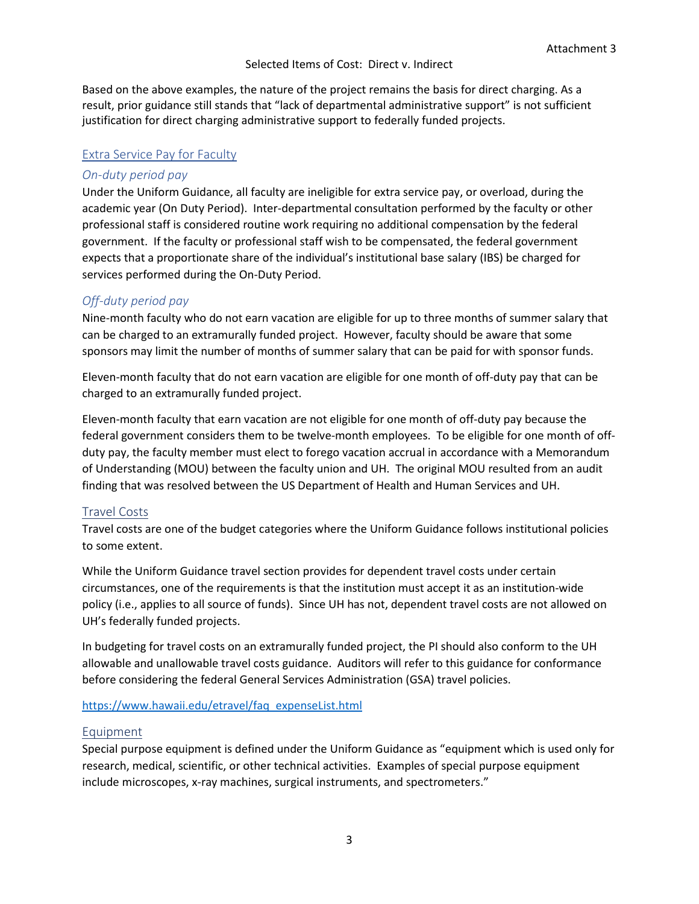Based on the above examples, the nature of the project remains the basis for direct charging. As a result, prior guidance still stands that "lack of departmental administrative support" is not sufficient justification for direct charging administrative support to federally funded projects.

## Extra Service Pay for Faculty

### *On-duty period pay*

Under the Uniform Guidance, all faculty are ineligible for extra service pay, or overload, during the academic year (On Duty Period). Inter-departmental consultation performed by the faculty or other professional staff is considered routine work requiring no additional compensation by the federal government. If the faculty or professional staff wish to be compensated, the federal government expects that a proportionate share of the individual's institutional base salary (IBS) be charged for services performed during the On-Duty Period.

### *Off-duty period pay*

Nine-month faculty who do not earn vacation are eligible for up to three months of summer salary that can be charged to an extramurally funded project. However, faculty should be aware that some sponsors may limit the number of months of summer salary that can be paid for with sponsor funds.

Eleven-month faculty that do not earn vacation are eligible for one month of off-duty pay that can be charged to an extramurally funded project.

Eleven-month faculty that earn vacation are not eligible for one month of off-duty pay because the federal government considers them to be twelve-month employees. To be eligible for one month of off-duty pay, the faculty member must elect to forego vacation accrual in accordance with a Memorandum of Understanding (MOU) between the faculty union and UH. The original MOU resulted from an audit finding that was resolved between the US Department of Health and Human Services and UH.

## Travel Costs

Travel costs are one of the budget categories where the Uniform Guidance follows institutional policies to some extent.

While the Uniform Guidance travel section provides for dependent travel costs under certain circumstances, one of the requirements is that the institution must accept it as an institution-wide policy (i.e., applies to all source of funds). Since UH has not, dependent travel costs are not allowed on UH's federally funded projects.

In budgeting for travel costs on an extramurally funded project, the PI should also conform to the UH allowable and unallowable travel costs guidance. Auditors will refer to this guidance for conformance before considering the federal General Services Administration (GSA) travel policies.

https://www.hawaii.edu/etravel/faq_expenseList.html

## Equipment

Special purpose equipment is defined under the Uniform Guidance as "equipment which is used only for research, medical, scientific, or other technical activities. Examples of special purpose equipment include microscopes, x-ray machines, surgical instruments, and spectrometers."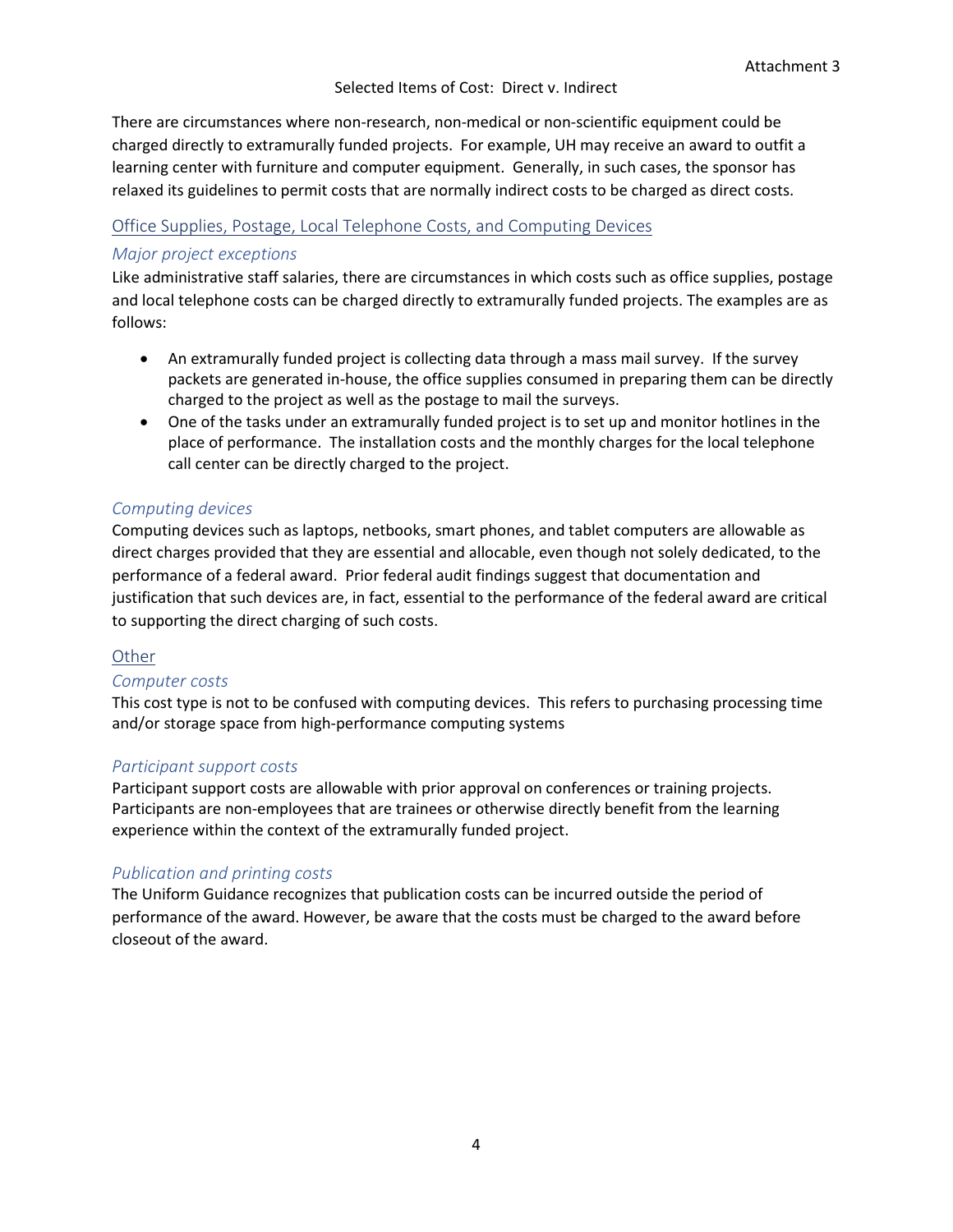There are circumstances where non-research, non-medical or non-scientific equipment could be charged directly to extramurally funded projects. For example, UH may receive an award to outfit a learning center with furniture and computer equipment. Generally, in such cases, the sponsor has relaxed its guidelines to permit costs that are normally indirect costs to be charged as direct costs.

## Office Supplies, Postage, Local Telephone Costs, and Computing Devices

### *Major project exceptions*

Like administrative staff salaries, there are circumstances in which costs such as office supplies, postage and local telephone costs can be charged directly to extramurally funded projects. The examples are as follows:

- An extramurally funded project is collecting data through a mass mail survey. If the survey packets are generated in-house, the office supplies consumed in preparing them can be directly charged to the project as well as the postage to mail the surveys.
- One of the tasks under an extramurally funded project is to set up and monitor hotlines in the place of performance. The installation costs and the monthly charges for the local telephone call center can be directly charged to the project.

### *Computing devices*

Computing devices such as laptops, netbooks, smart phones, and tablet computers are allowable as direct charges provided that they are essential and allocable, even though not solely dedicated, to the performance of a federal award. Prior federal audit findings suggest that documentation and justification that such devices are, in fact, essential to the performance of the federal award are critical to supporting the direct charging of such costs.

## Other

### *Computer costs*

This cost type is not to be confused with computing devices. This refers to purchasing processing time and/or storage space from high-performance computing systems

### *Participant support costs*

Participant support costs are allowable with prior approval on conferences or training projects. Participants are non-employees that are trainees or otherwise directly benefit from the learning experience within the context of the extramurally funded project.

### *Publication and printing costs*

The Uniform Guidance recognizes that publication costs can be incurred outside the period of performance of the award. However, be aware that the costs must be charged to the award before closeout of the award.